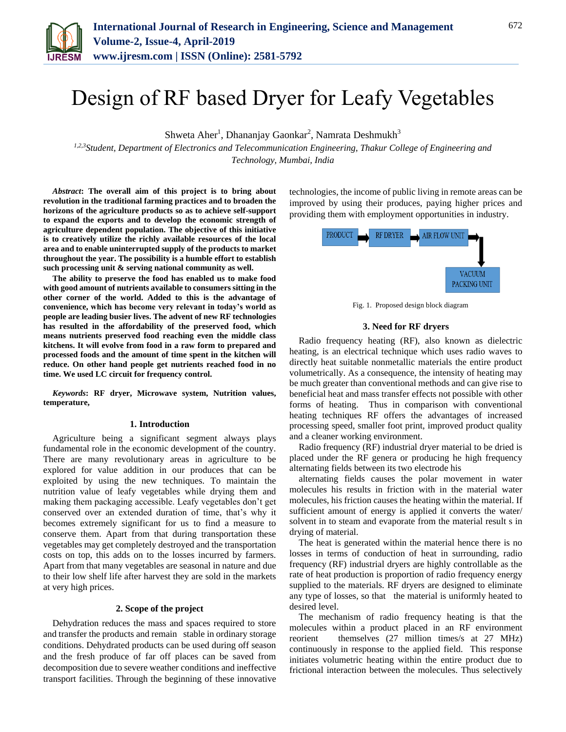# Design of RF based Dryer for Leafy Vegetables

Shweta Aher[1], Dhananjay Gaonkar[2], Namrata Deshmukh[3]

[1,2,3]*Student, Department of Electronics and Telecommunication Engineering, Thakur College of Engineering and Technology, Mumbai, India*

***Abstract*: The overall aim of this project is to bring about revolution in the traditional farming practices and to broaden the horizons of the agriculture products so as to achieve self-support to expand the exports and to develop the economic strength of agriculture dependent population. The objective of this initiative is to creatively utilize the richly available resources of the local area and to enable uninterrupted supply of the products to market throughout the year. The possibility is a humble effort to establish such processing unit & serving national community as well.**

**The ability to preserve the food has enabled us to make food with good amount of nutrients available to consumers sitting in the other corner of the world. Added to this is the advantage of convenience, which has become very relevant in today's world as people are leading busier lives. The advent of new RF technologies has resulted in the affordability of the preserved food, which means nutrients preserved food reaching even the middle class kitchens. It will evolve from food in a raw form to prepared and processed foods and the amount of time spent in the kitchen will reduce. On other hand people get nutrients reached food in no time. We used LC circuit for frequency control.**

***Keywords*: RF dryer, Microwave system, Nutrition values, temperature,**

## 1. Introduction

Agriculture being a significant segment always plays fundamental role in the economic development of the country. There are many revolutionary areas in agriculture to be explored for value addition in our produces that can be exploited by using the new techniques. To maintain the nutrition value of leafy vegetables while drying them and making them packaging accessible. Leafy vegetables don't get conserved over an extended duration of time, that's why it becomes extremely significant for us to find a measure to conserve them. Apart from that during transportation these vegetables may get completely destroyed and the transportation costs on top, this adds on to the losses incurred by farmers. Apart from that many vegetables are seasonal in nature and due to their low shelf life after harvest they are sold in the markets at very high prices.

## 2. Scope of the project

Dehydration reduces the mass and spaces required to store and transfer the products and remain stable in ordinary storage conditions. Dehydrated products can be used during off season and the fresh produce of far off places can be saved from decomposition due to severe weather conditions and ineffective transport facilities. Through the beginning of these innovative technologies, the income of public living in remote areas can be improved by using their produces, paying higher prices and providing them with employment opportunities in industry.

PRODUCT → RF DRYER → AIR FLOW UNIT → VACUUM PACKING UNIT

Fig. 1. Proposed design block diagram

## 3. Need for RF dryers

Radio frequency heating (RF), also known as dielectric heating, is an electrical technique which uses radio waves to directly heat suitable nonmetallic materials the entire product volumetrically. As a consequence, the intensity of heating may be much greater than conventional methods and can give rise to beneficial heat and mass transfer effects not possible with other forms of heating. Thus in comparison with conventional heating techniques RF offers the advantages of increased processing speed, smaller foot print, improved product quality and a cleaner working environment.

Radio frequency (RF) industrial dryer material to be dried is placed under the RF genera or producing he high frequency alternating fields between its two electrode his

alternating fields causes the polar movement in water molecules his results in friction with in the material water molecules, his friction causes the heating within the material. If sufficient amount of energy is applied it converts the water/ solvent in to steam and evaporate from the material result s in drying of material.

The heat is generated within the material hence there is no losses in terms of conduction of heat in surrounding, radio frequency (RF) industrial dryers are highly controllable as the rate of heat production is proportion of radio frequency energy supplied to the materials. RF dryers are designed to eliminate any type of losses, so that the material is uniformly heated to desired level.

The mechanism of radio frequency heating is that the molecules within a product placed in an RF environment reorient themselves (27 million times/s at 27 MHz) continuously in response to the applied field. This response initiates volumetric heating within the entire product due to frictional interaction between the molecules. Thus selectively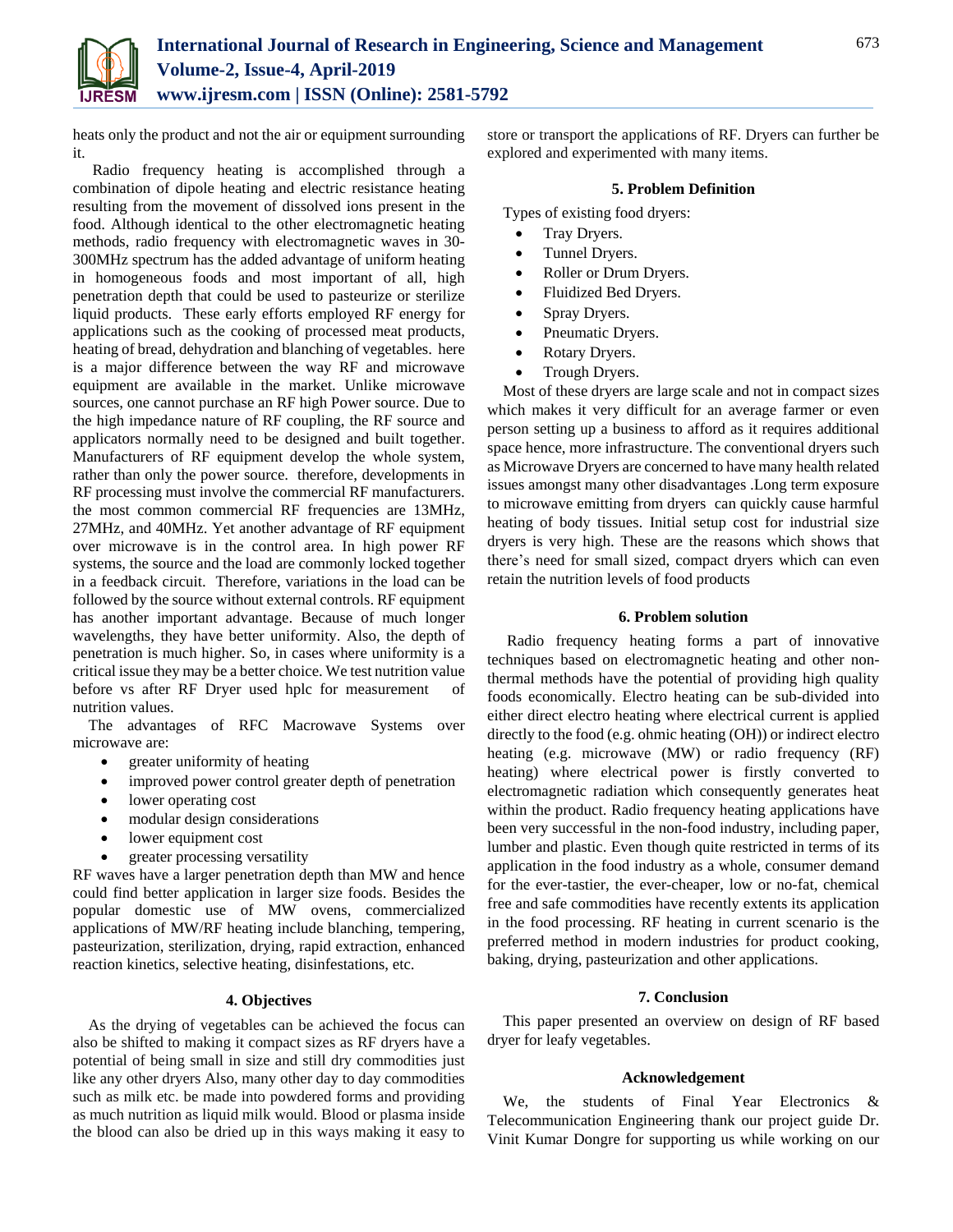heats only the product and not the air or equipment surrounding it.

Radio frequency heating is accomplished through a combination of dipole heating and electric resistance heating resulting from the movement of dissolved ions present in the food. Although identical to the other electromagnetic heating methods, radio frequency with electromagnetic waves in 30-300MHz spectrum has the added advantage of uniform heating in homogeneous foods and most important of all, high penetration depth that could be used to pasteurize or sterilize liquid products. These early efforts employed RF energy for applications such as the cooking of processed meat products, heating of bread, dehydration and blanching of vegetables. here is a major difference between the way RF and microwave equipment are available in the market. Unlike microwave sources, one cannot purchase an RF high Power source. Due to the high impedance nature of RF coupling, the RF source and applicators normally need to be designed and built together. Manufacturers of RF equipment develop the whole system, rather than only the power source. therefore, developments in RF processing must involve the commercial RF manufacturers. the most common commercial RF frequencies are 13MHz, 27MHz, and 40MHz. Yet another advantage of RF equipment over microwave is in the control area. In high power RF systems, the source and the load are commonly locked together in a feedback circuit. Therefore, variations in the load can be followed by the source without external controls. RF equipment has another important advantage. Because of much longer wavelengths, they have better uniformity. Also, the depth of penetration is much higher. So, in cases where uniformity is a critical issue they may be a better choice. We test nutrition value before vs after RF Dryer used hplc for measurement of nutrition values.

The advantages of RFC Macrowave Systems over microwave are:

- greater uniformity of heating
- improved power control greater depth of penetration
- lower operating cost
- modular design considerations
- lower equipment cost
- greater processing versatility

RF waves have a larger penetration depth than MW and hence could find better application in larger size foods. Besides the popular domestic use of MW ovens, commercialized applications of MW/RF heating include blanching, tempering, pasteurization, sterilization, drying, rapid extraction, enhanced reaction kinetics, selective heating, disinfestations, etc.

## 4. Objectives

As the drying of vegetables can be achieved the focus can also be shifted to making it compact sizes as RF dryers have a potential of being small in size and still dry commodities just like any other dryers Also, many other day to day commodities such as milk etc. be made into powdered forms and providing as much nutrition as liquid milk would. Blood or plasma inside the blood can also be dried up in this ways making it easy to store or transport the applications of RF. Dryers can further be explored and experimented with many items.

## 5. Problem Definition

Types of existing food dryers:

- Tray Dryers.
- Tunnel Dryers.
- Roller or Drum Dryers.
- Fluidized Bed Dryers.
- Spray Dryers.
- Pneumatic Dryers.
- Rotary Dryers.
- Trough Dryers.

Most of these dryers are large scale and not in compact sizes which makes it very difficult for an average farmer or even person setting up a business to afford as it requires additional space hence, more infrastructure. The conventional dryers such as Microwave Dryers are concerned to have many health related issues amongst many other disadvantages .Long term exposure to microwave emitting from dryers can quickly cause harmful heating of body tissues. Initial setup cost for industrial size dryers is very high. These are the reasons which shows that there's need for small sized, compact dryers which can even retain the nutrition levels of food products

## 6. Problem solution

Radio frequency heating forms a part of innovative techniques based on electromagnetic heating and other non-thermal methods have the potential of providing high quality foods economically. Electro heating can be sub-divided into either direct electro heating where electrical current is applied directly to the food (e.g. ohmic heating (OH)) or indirect electro heating (e.g. microwave (MW) or radio frequency (RF) heating) where electrical power is firstly converted to electromagnetic radiation which consequently generates heat within the product. Radio frequency heating applications have been very successful in the non-food industry, including paper, lumber and plastic. Even though quite restricted in terms of its application in the food industry as a whole, consumer demand for the ever-tastier, the ever-cheaper, low or no-fat, chemical free and safe commodities have recently extents its application in the food processing. RF heating in current scenario is the preferred method in modern industries for product cooking, baking, drying, pasteurization and other applications.

## 7. Conclusion

This paper presented an overview on design of RF based dryer for leafy vegetables.

## Acknowledgement

We, the students of Final Year Electronics & Telecommunication Engineering thank our project guide Dr. Vinit Kumar Dongre for supporting us while working on our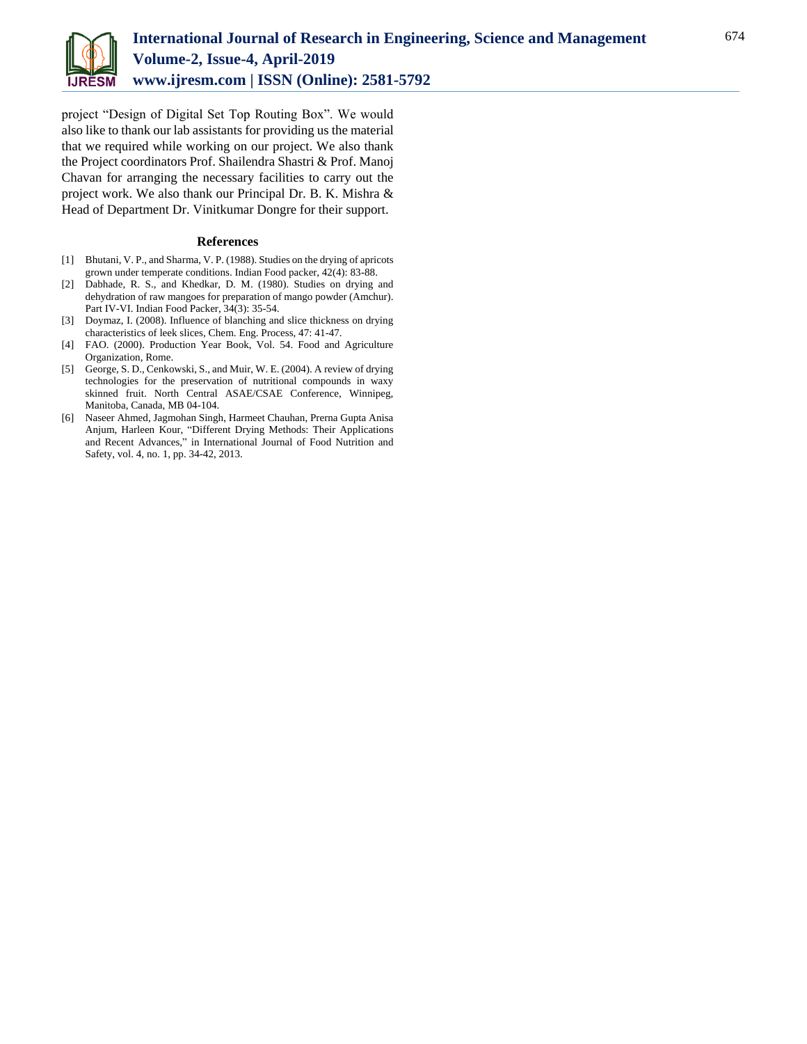project "Design of Digital Set Top Routing Box". We would also like to thank our lab assistants for providing us the material that we required while working on our project. We also thank the Project coordinators Prof. Shailendra Shastri & Prof. Manoj Chavan for arranging the necessary facilities to carry out the project work. We also thank our Principal Dr. B. K. Mishra & Head of Department Dr. Vinitkumar Dongre for their support.

## References

[1] Bhutani, V. P., and Sharma, V. P. (1988). Studies on the drying of apricots grown under temperate conditions. Indian Food packer, 42(4): 83-88.

[2] Dabhade, R. S., and Khedkar, D. M. (1980). Studies on drying and dehydration of raw mangoes for preparation of mango powder (Amchur). Part IV-VI. Indian Food Packer, 34(3): 35-54.

[3] Doymaz, I. (2008). Influence of blanching and slice thickness on drying characteristics of leek slices, Chem. Eng. Process, 47: 41-47.

[4] FAO. (2000). Production Year Book, Vol. 54. Food and Agriculture Organization, Rome.

[5] George, S. D., Cenkowski, S., and Muir, W. E. (2004). A review of drying technologies for the preservation of nutritional compounds in waxy skinned fruit. North Central ASAE/CSAE Conference, Winnipeg, Manitoba, Canada, MB 04-104.

[6] Naseer Ahmed, Jagmohan Singh, Harmeet Chauhan, Prerna Gupta Anisa Anjum, Harleen Kour, "Different Drying Methods: Their Applications and Recent Advances," in International Journal of Food Nutrition and Safety, vol. 4, no. 1, pp. 34-42, 2013.